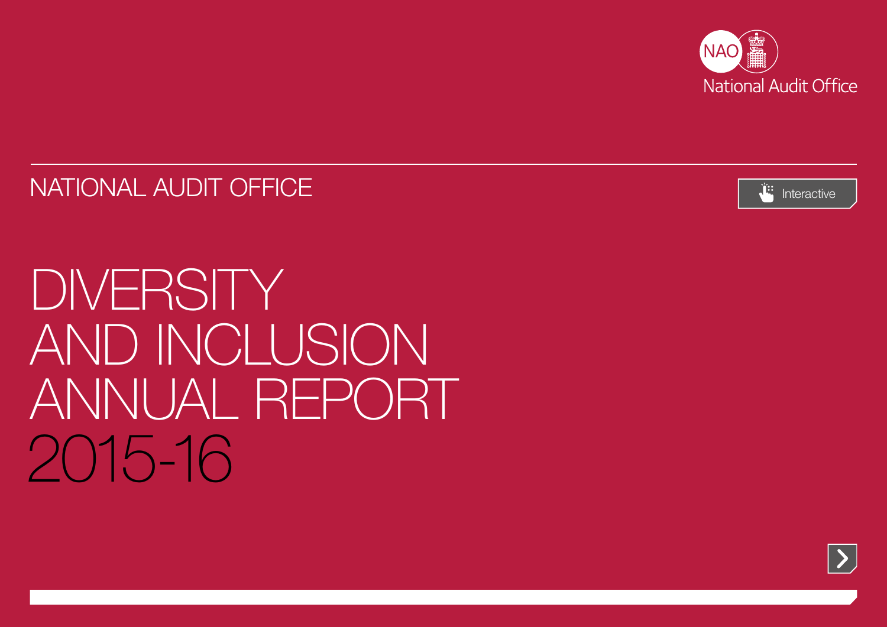NAO

National Audit Office

NATIONAL AUDIT OFFICE

Interactive

# DIVERSITY AND INCLUSION ANNUAL REPORT 2015-16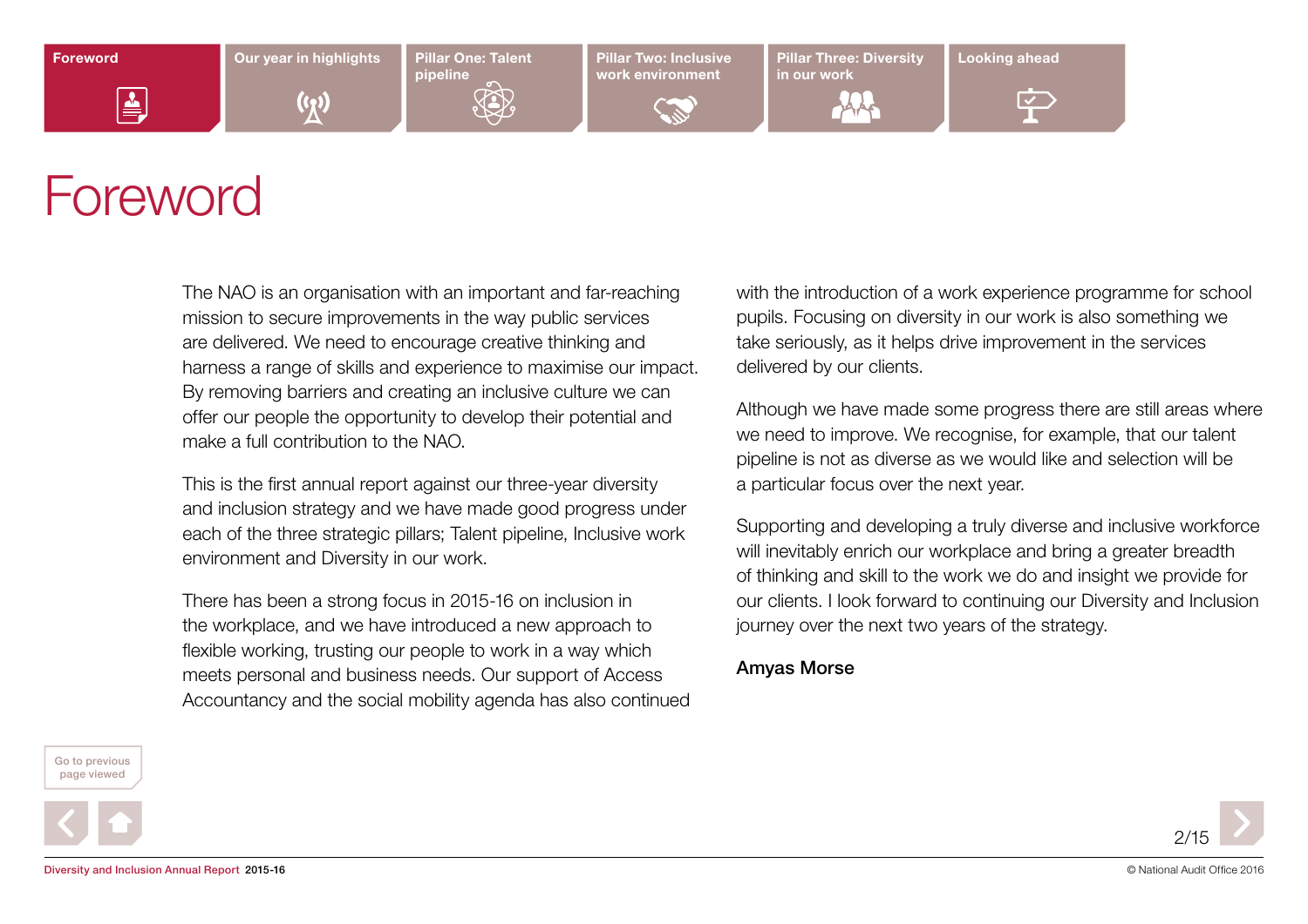# Foreword

The NAO is an organisation with an important and far-reaching mission to secure improvements in the way public services are delivered. We need to encourage creative thinking and harness a range of skills and experience to maximise our impact. By removing barriers and creating an inclusive culture we can offer our people the opportunity to develop their potential and make a full contribution to the NAO.

This is the first annual report against our three-year diversity and inclusion strategy and we have made good progress under each of the three strategic pillars; Talent pipeline, Inclusive work environment and Diversity in our work.

There has been a strong focus in 2015-16 on inclusion in the workplace, and we have introduced a new approach to flexible working, trusting our people to work in a way which meets personal and business needs. Our support of Access Accountancy and the social mobility agenda has also continued with the introduction of a work experience programme for school pupils. Focusing on diversity in our work is also something we take seriously, as it helps drive improvement in the services delivered by our clients.

Although we have made some progress there are still areas where we need to improve. We recognise, for example, that our talent pipeline is not as diverse as we would like and selection will be a particular focus over the next year.

Supporting and developing a truly diverse and inclusive workforce will inevitably enrich our workplace and bring a greater breadth of thinking and skill to the work we do and insight we provide for our clients. I look forward to continuing our Diversity and Inclusion journey over the next two years of the strategy.

**Amyas Morse**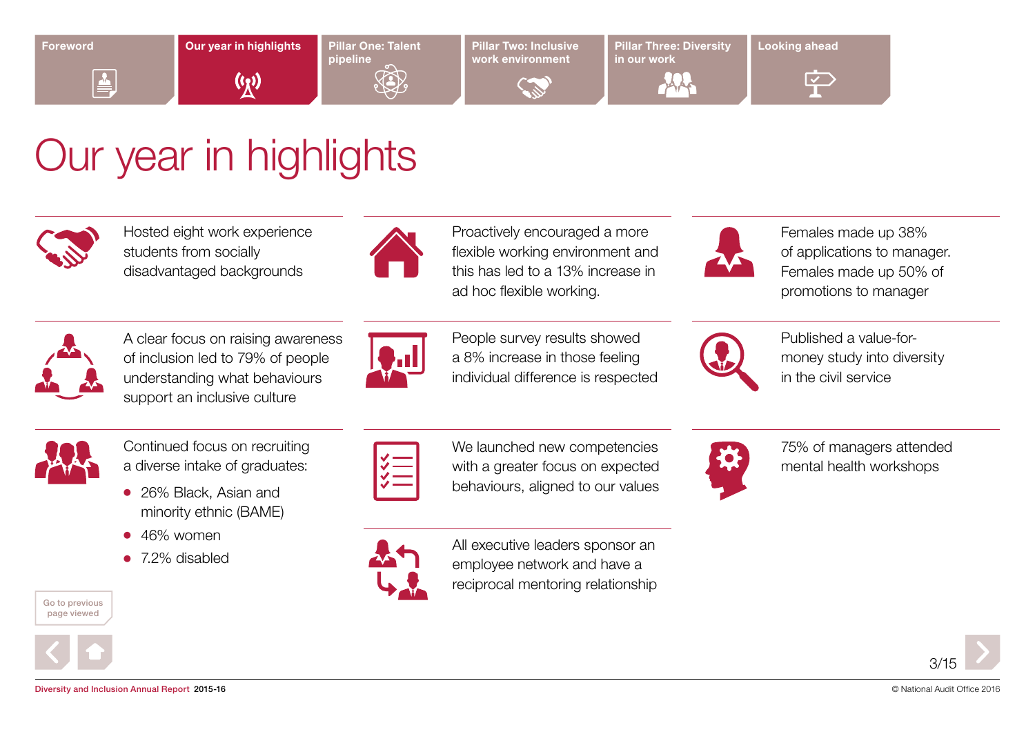# Our year in highlights

Hosted eight work experience students from socially disadvantaged backgrounds

Proactively encouraged a more flexible working environment and this has led to a 13% increase in ad hoc flexible working.

Females made up 38% of applications to manager. Females made up 50% of promotions to manager

A clear focus on raising awareness of inclusion led to 79% of people understanding what behaviours support an inclusive culture

People survey results showed a 8% increase in those feeling individual difference is respected

Published a value-for-money study into diversity in the civil service

Continued focus on recruiting a diverse intake of graduates:

- 26% Black, Asian and minority ethnic (BAME)
- 46% women
- 7.2% disabled

We launched new competencies with a greater focus on expected behaviours, aligned to our values

All executive leaders sponsor an employee network and have a reciprocal mentoring relationship

75% of managers attended mental health workshops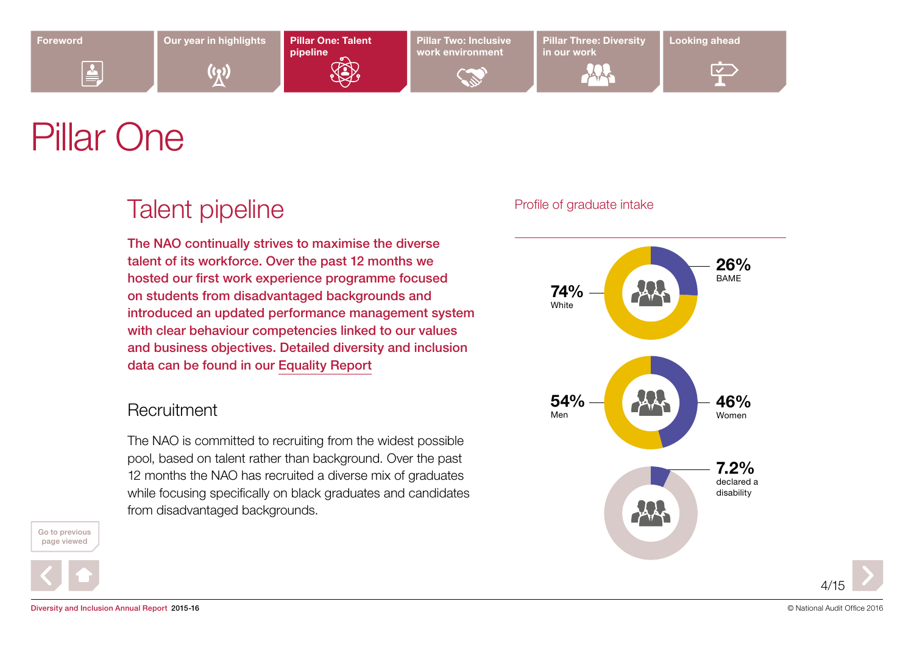# Pillar One

## Talent pipeline

**The NAO continually strives to maximise the diverse talent of its workforce. Over the past 12 months we hosted our first work experience programme focused on students from disadvantaged backgrounds and introduced an updated performance management system with clear behaviour competencies linked to our values and business objectives. Detailed diversity and inclusion data can be found in our Equality Report**

### Recruitment

The NAO is committed to recruiting from the widest possible pool, based on talent rather than background. Over the past 12 months the NAO has recruited a diverse mix of graduates while focusing specifically on black graduates and candidates from disadvantaged backgrounds.

Profile of graduate intake

**74%** White

**26%** BAME

**54%** Men

**46%** Women

**7.2%** declared a disability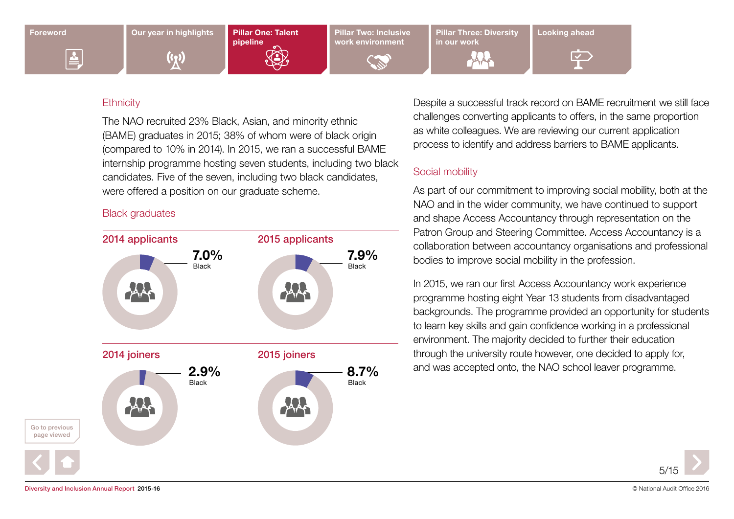## Ethnicity

The NAO recruited 23% Black, Asian, and minority ethnic (BAME) graduates in 2015; 38% of whom were of black origin (compared to 10% in 2014). In 2015, we ran a successful BAME internship programme hosting seven students, including two black candidates. Five of the seven, including two black candidates, were offered a position on our graduate scheme.

### Black graduates

**2014 applicants**

**7.0%** Black

**2015 applicants**

**7.9%** Black

**2014 joiners**

**2.9%** Black

**2015 joiners**

**8.7%** Black

Despite a successful track record on BAME recruitment we still face challenges converting applicants to offers, in the same proportion as white colleagues. We are reviewing our current application process to identify and address barriers to BAME applicants.

## Social mobility

As part of our commitment to improving social mobility, both at the NAO and in the wider community, we have continued to support and shape Access Accountancy through representation on the Patron Group and Steering Committee. Access Accountancy is a collaboration between accountancy organisations and professional bodies to improve social mobility in the profession.

In 2015, we ran our first Access Accountancy work experience programme hosting eight Year 13 students from disadvantaged backgrounds. The programme provided an opportunity for students to learn key skills and gain confidence working in a professional environment. The majority decided to further their education through the university route however, one decided to apply for, and was accepted onto, the NAO school leaver programme.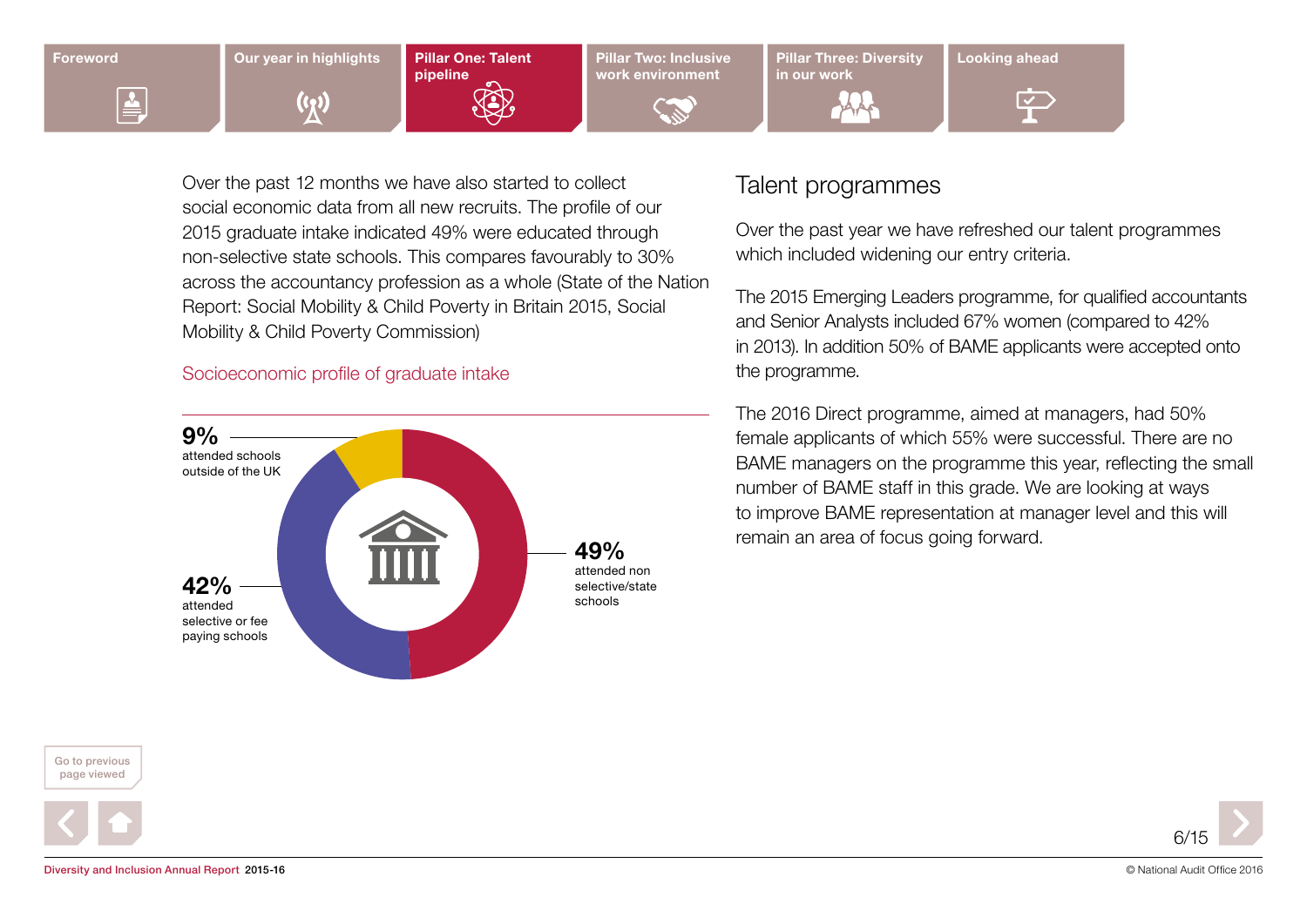Over the past 12 months we have also started to collect social economic data from all new recruits. The profile of our 2015 graduate intake indicated 49% were educated through non-selective state schools. This compares favourably to 30% across the accountancy profession as a whole (State of the Nation Report: Social Mobility & Child Poverty in Britain 2015, Social Mobility & Child Poverty Commission)

Socioeconomic profile of graduate intake

**9%** attended schools outside of the UK

**42%** attended selective or fee paying schools

**49%** attended non selective/state schools

## Talent programmes

Over the past year we have refreshed our talent programmes which included widening our entry criteria.

The 2015 Emerging Leaders programme, for qualified accountants and Senior Analysts included 67% women (compared to 42% in 2013). In addition 50% of BAME applicants were accepted onto the programme.

The 2016 Direct programme, aimed at managers, had 50% female applicants of which 55% were successful. There are no BAME managers on the programme this year, reflecting the small number of BAME staff in this grade. We are looking at ways to improve BAME representation at manager level and this will remain an area of focus going forward.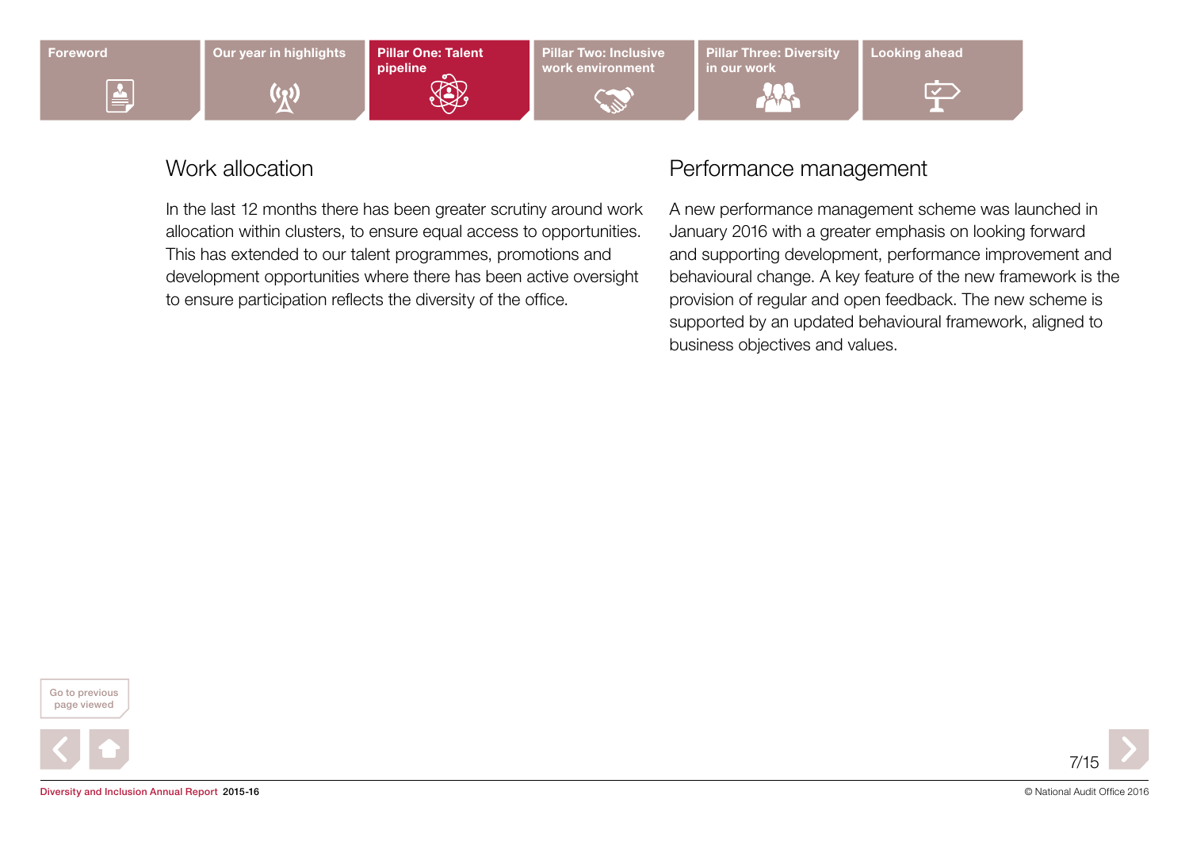## Work allocation

In the last 12 months there has been greater scrutiny around work allocation within clusters, to ensure equal access to opportunities. This has extended to our talent programmes, promotions and development opportunities where there has been active oversight to ensure participation reflects the diversity of the office.

## Performance management

A new performance management scheme was launched in January 2016 with a greater emphasis on looking forward and supporting development, performance improvement and behavioural change. A key feature of the new framework is the provision of regular and open feedback. The new scheme is supported by an updated behavioural framework, aligned to business objectives and values.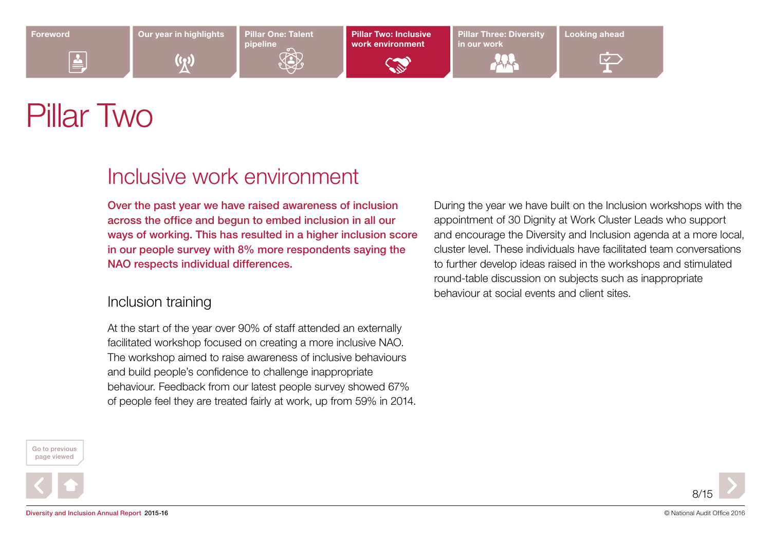# Pillar Two

## Inclusive work environment

**Over the past year we have raised awareness of inclusion across the office and begun to embed inclusion in all our ways of working. This has resulted in a higher inclusion score in our people survey with 8% more respondents saying the NAO respects individual differences.**

### Inclusion training

At the start of the year over 90% of staff attended an externally facilitated workshop focused on creating a more inclusive NAO. The workshop aimed to raise awareness of inclusive behaviours and build people's confidence to challenge inappropriate behaviour. Feedback from our latest people survey showed 67% of people feel they are treated fairly at work, up from 59% in 2014.

During the year we have built on the Inclusion workshops with the appointment of 30 Dignity at Work Cluster Leads who support and encourage the Diversity and Inclusion agenda at a more local, cluster level. These individuals have facilitated team conversations to further develop ideas raised in the workshops and stimulated round-table discussion on subjects such as inappropriate behaviour at social events and client sites.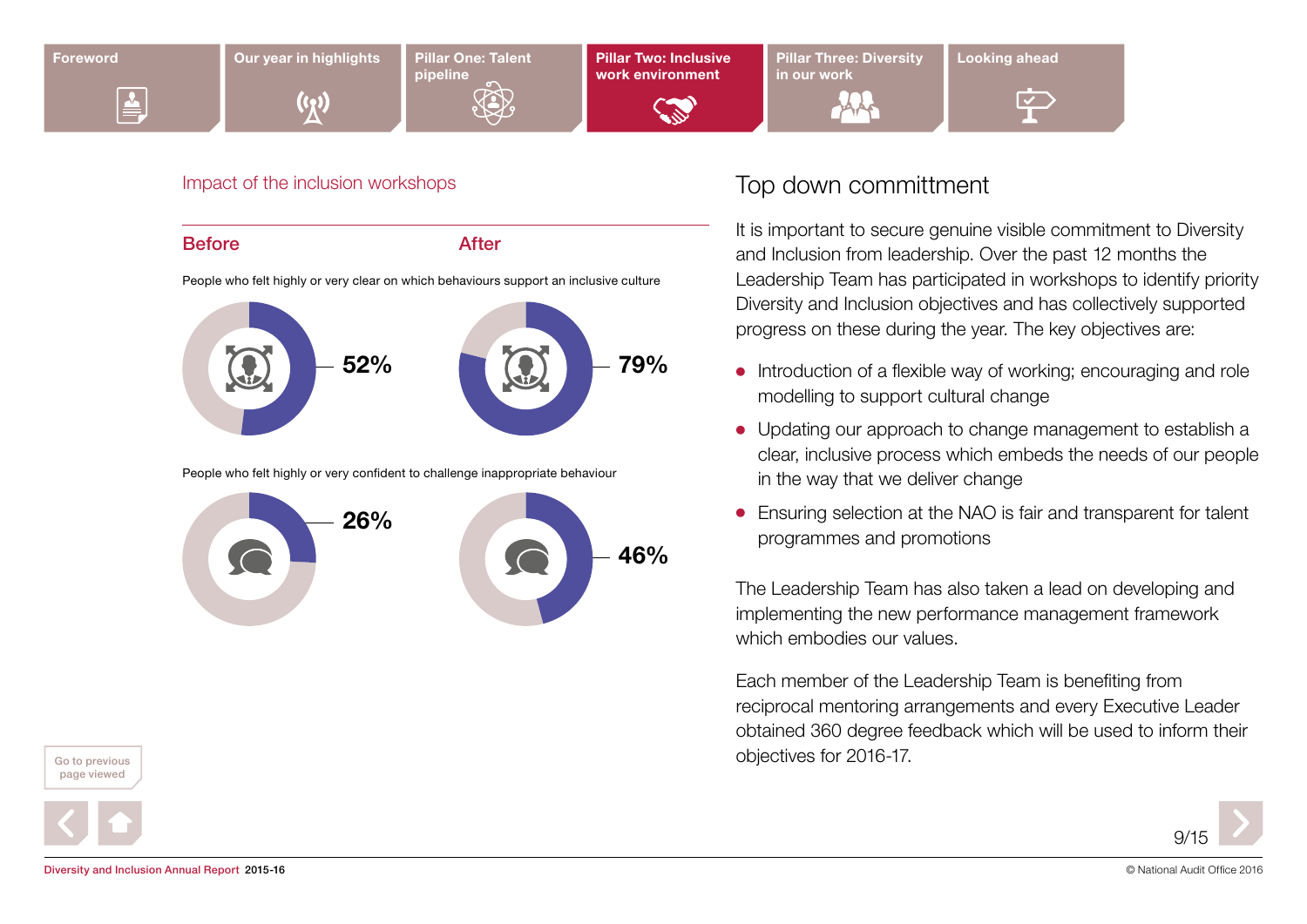## Impact of the inclusion workshops

| | Before | After |
|---|---|---|
| People who felt highly or very clear on which behaviours support an inclusive culture | 52% | 79% |
| People who felt highly or very confident to challenge inappropriate behaviour | 26% | 46% |

## Top down committment

It is important to secure genuine visible commitment to Diversity and Inclusion from leadership. Over the past 12 months the Leadership Team has participated in workshops to identify priority Diversity and Inclusion objectives and has collectively supported progress on these during the year. The key objectives are:

- Introduction of a flexible way of working; encouraging and role modelling to support cultural change
- Updating our approach to change management to establish a clear, inclusive process which embeds the needs of our people in the way that we deliver change
- Ensuring selection at the NAO is fair and transparent for talent programmes and promotions

The Leadership Team has also taken a lead on developing and implementing the new performance management framework which embodies our values.

Each member of the Leadership Team is benefiting from reciprocal mentoring arrangements and every Executive Leader obtained 360 degree feedback which will be used to inform their objectives for 2016-17.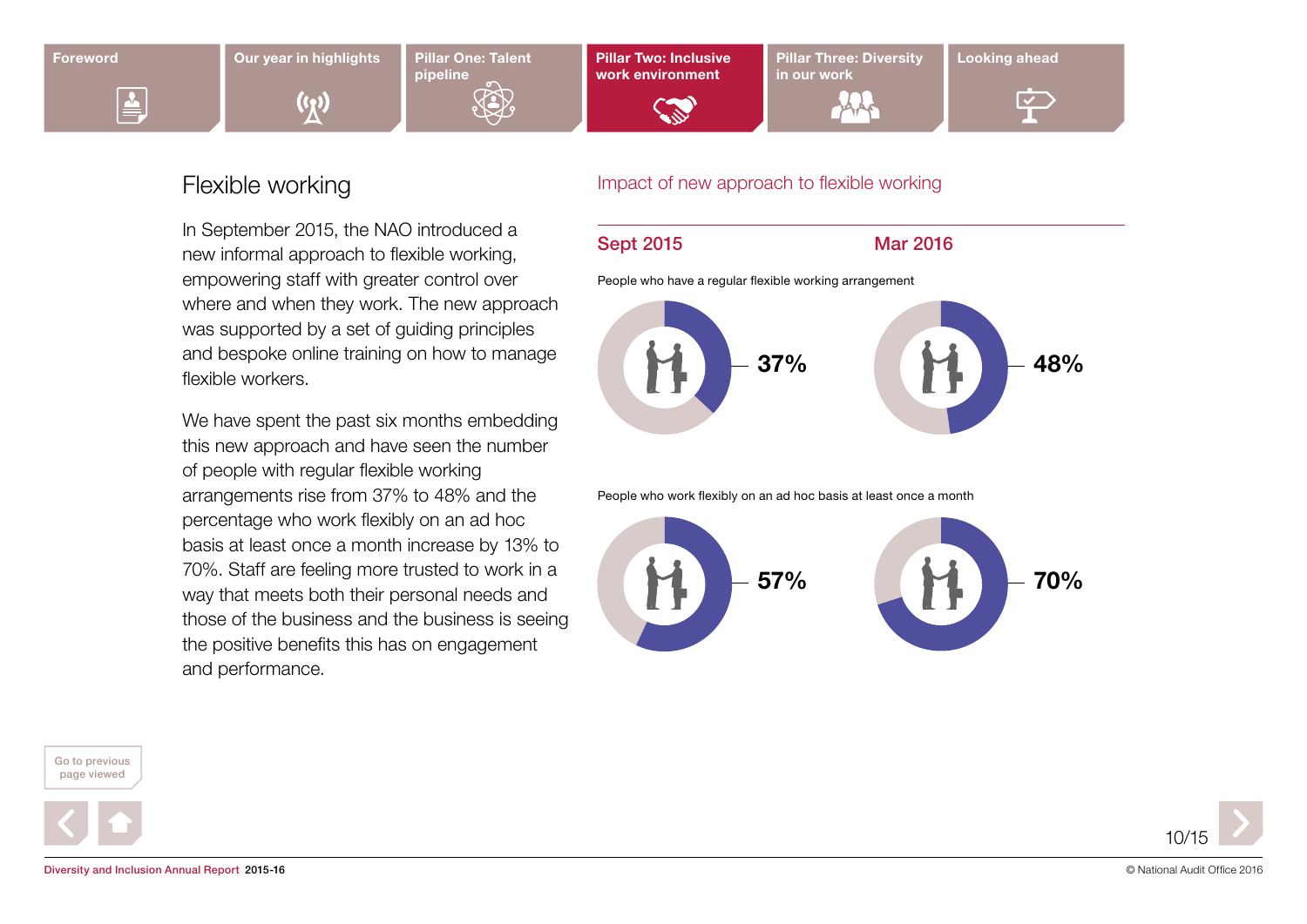## Flexible working

In September 2015, the NAO introduced a new informal approach to flexible working, empowering staff with greater control over where and when they work. The new approach was supported by a set of guiding principles and bespoke online training on how to manage flexible workers.

We have spent the past six months embedding this new approach and have seen the number of people with regular flexible working arrangements rise from 37% to 48% and the percentage who work flexibly on an ad hoc basis at least once a month increase by 13% to 70%. Staff are feeling more trusted to work in a way that meets both their personal needs and those of the business and the business is seeing the positive benefits this has on engagement and performance.

### Impact of new approach to flexible working

| | Sept 2015 | Mar 2016 |
|---|---|---|
| People who have a regular flexible working arrangement | 37% | 48% |
| People who work flexibly on an ad hoc basis at least once a month | 57% | 70% |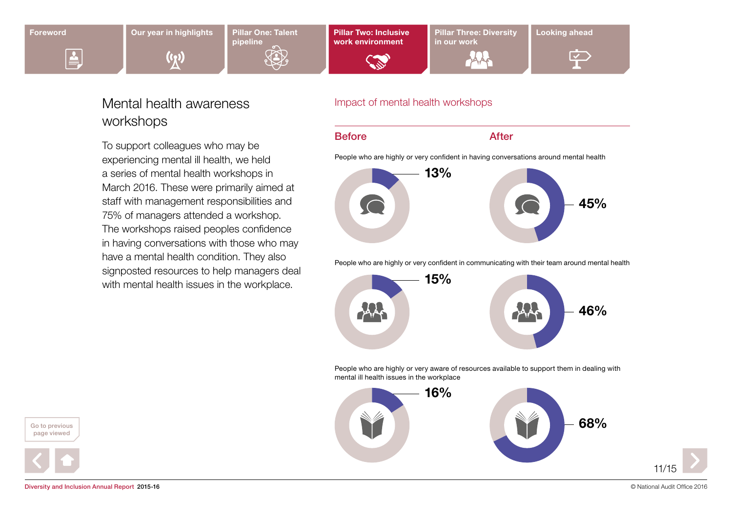## Mental health awareness workshops

To support colleagues who may be experiencing mental ill health, we held a series of mental health workshops in March 2016. These were primarily aimed at staff with management responsibilities and 75% of managers attended a workshop. The workshops raised peoples confidence in having conversations with those who may have a mental health condition. They also signposted resources to help managers deal with mental health issues in the workplace.

### Impact of mental health workshops

| | Before | After |
| --- | --- | --- |
| People who are highly or very confident in having conversations around mental health | 13% | 45% |
| People who are highly or very confident in communicating with their team around mental health | 15% | 46% |
| People who are highly or very aware of resources available to support them in dealing with mental ill health issues in the workplace | 16% | 68% |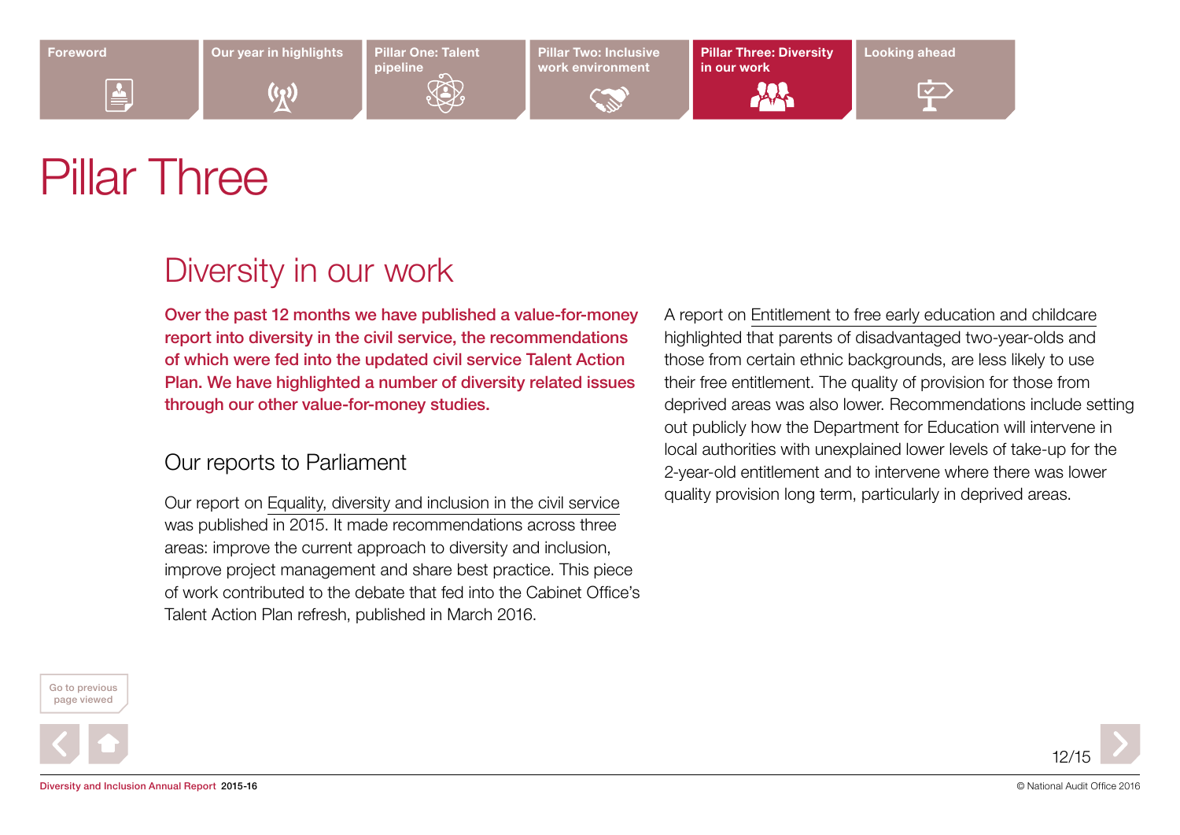# Pillar Three

## Diversity in our work

**Over the past 12 months we have published a value-for-money report into diversity in the civil service, the recommendations of which were fed into the updated civil service Talent Action Plan. We have highlighted a number of diversity related issues through our other value-for-money studies.**

### Our reports to Parliament

Our report on Equality, diversity and inclusion in the civil service was published in 2015. It made recommendations across three areas: improve the current approach to diversity and inclusion, improve project management and share best practice. This piece of work contributed to the debate that fed into the Cabinet Office's Talent Action Plan refresh, published in March 2016.

A report on Entitlement to free early education and childcare highlighted that parents of disadvantaged two-year-olds and those from certain ethnic backgrounds, are less likely to use their free entitlement. The quality of provision for those from deprived areas was also lower. Recommendations include setting out publicly how the Department for Education will intervene in local authorities with unexplained lower levels of take-up for the 2-year-old entitlement and to intervene where there was lower quality provision long term, particularly in deprived areas.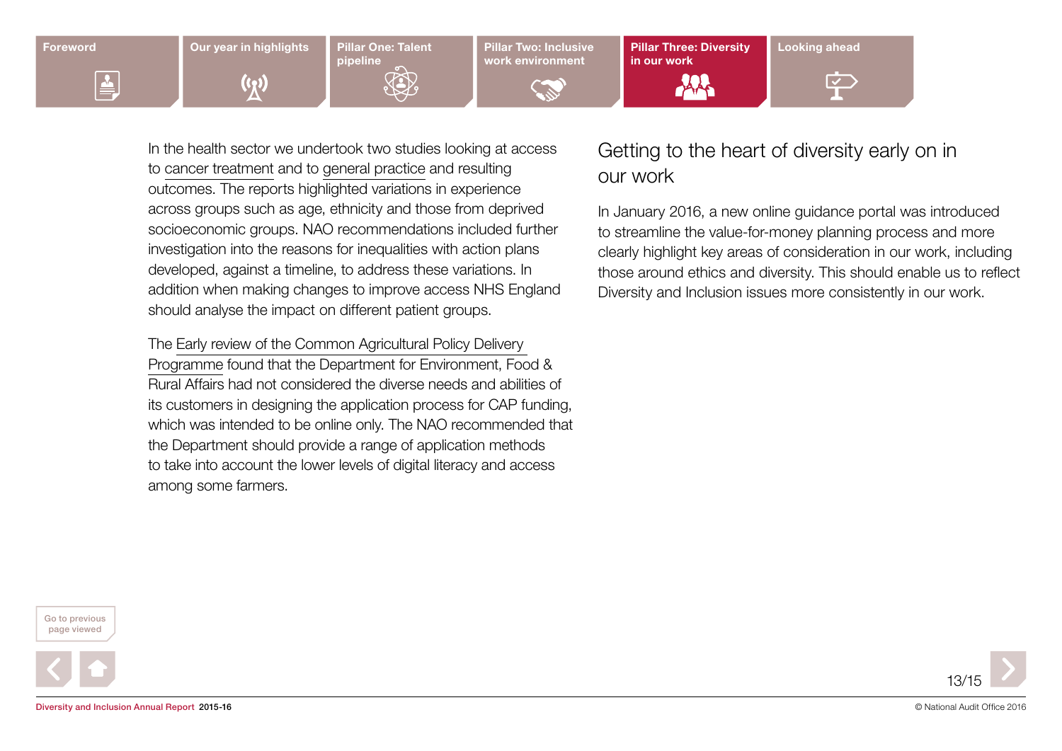In the health sector we undertook two studies looking at access to cancer treatment and to general practice and resulting outcomes. The reports highlighted variations in experience across groups such as age, ethnicity and those from deprived socioeconomic groups. NAO recommendations included further investigation into the reasons for inequalities with action plans developed, against a timeline, to address these variations. In addition when making changes to improve access NHS England should analyse the impact on different patient groups.

The Early review of the Common Agricultural Policy Delivery Programme found that the Department for Environment, Food & Rural Affairs had not considered the diverse needs and abilities of its customers in designing the application process for CAP funding, which was intended to be online only. The NAO recommended that the Department should provide a range of application methods to take into account the lower levels of digital literacy and access among some farmers.

## Getting to the heart of diversity early on in our work

In January 2016, a new online guidance portal was introduced to streamline the value-for-money planning process and more clearly highlight key areas of consideration in our work, including those around ethics and diversity. This should enable us to reflect Diversity and Inclusion issues more consistently in our work.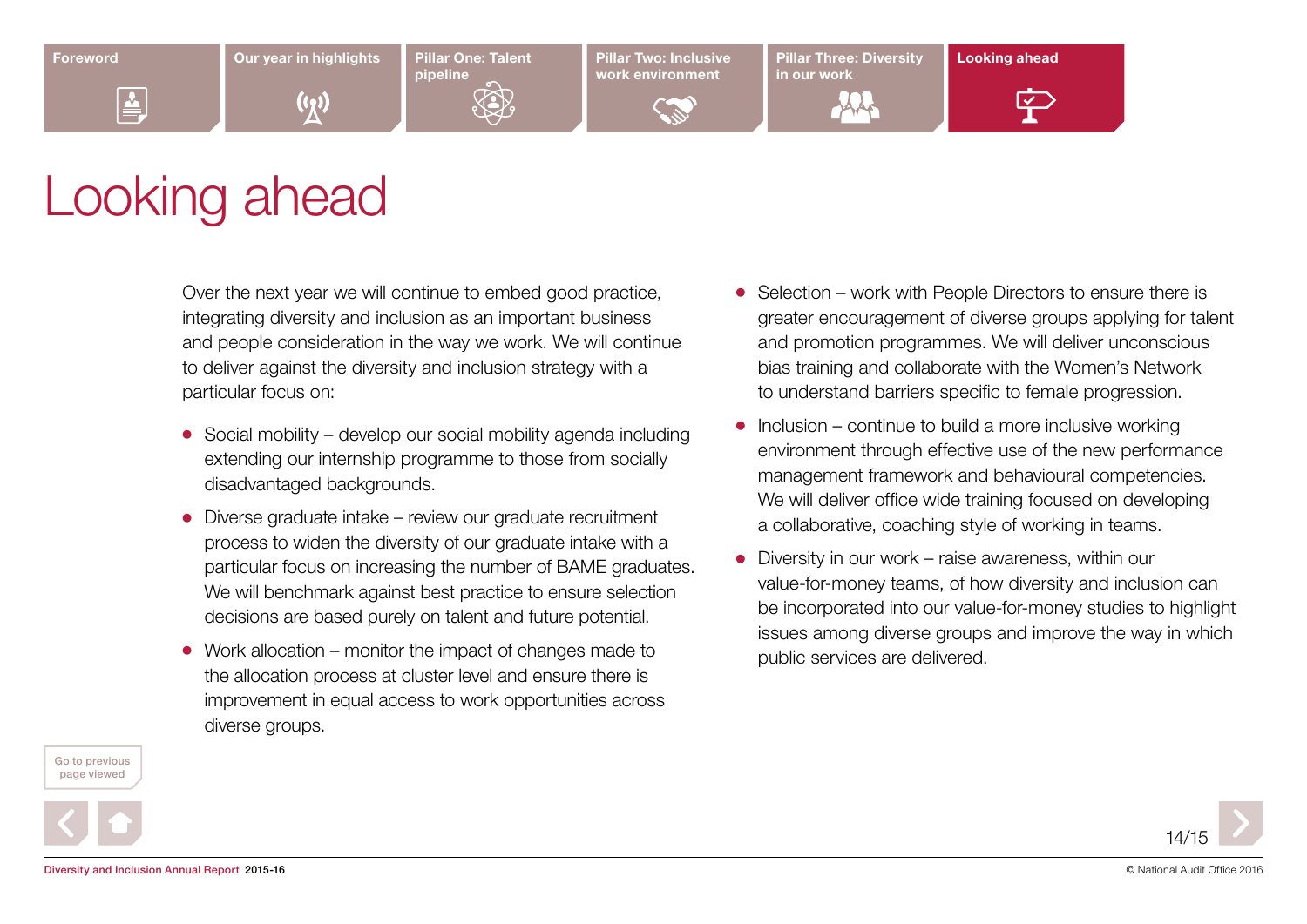# Looking ahead

Over the next year we will continue to embed good practice, integrating diversity and inclusion as an important business and people consideration in the way we work. We will continue to deliver against the diversity and inclusion strategy with a particular focus on:

- Social mobility – develop our social mobility agenda including extending our internship programme to those from socially disadvantaged backgrounds.
- Diverse graduate intake – review our graduate recruitment process to widen the diversity of our graduate intake with a particular focus on increasing the number of BAME graduates. We will benchmark against best practice to ensure selection decisions are based purely on talent and future potential.
- Work allocation – monitor the impact of changes made to the allocation process at cluster level and ensure there is improvement in equal access to work opportunities across diverse groups.
- Selection – work with People Directors to ensure there is greater encouragement of diverse groups applying for talent and promotion programmes. We will deliver unconscious bias training and collaborate with the Women's Network to understand barriers specific to female progression.
- Inclusion – continue to build a more inclusive working environment through effective use of the new performance management framework and behavioural competencies. We will deliver office wide training focused on developing a collaborative, coaching style of working in teams.
- Diversity in our work – raise awareness, within our value-for-money teams, of how diversity and inclusion can be incorporated into our value-for-money studies to highlight issues among diverse groups and improve the way in which public services are delivered.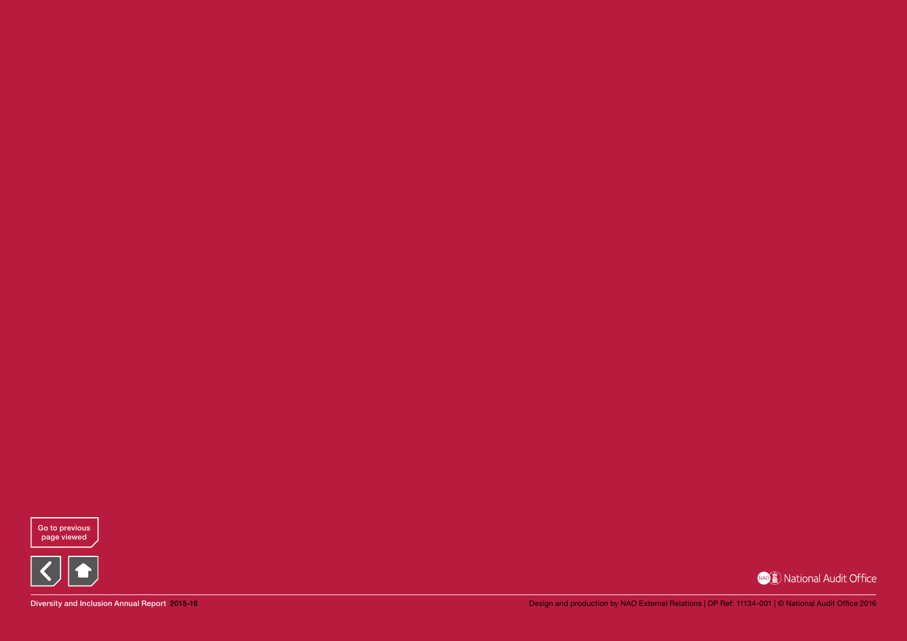National Audit Office

Design and production by NAO External Relations | DP Ref: 11134-001 | © National Audit Office 2016